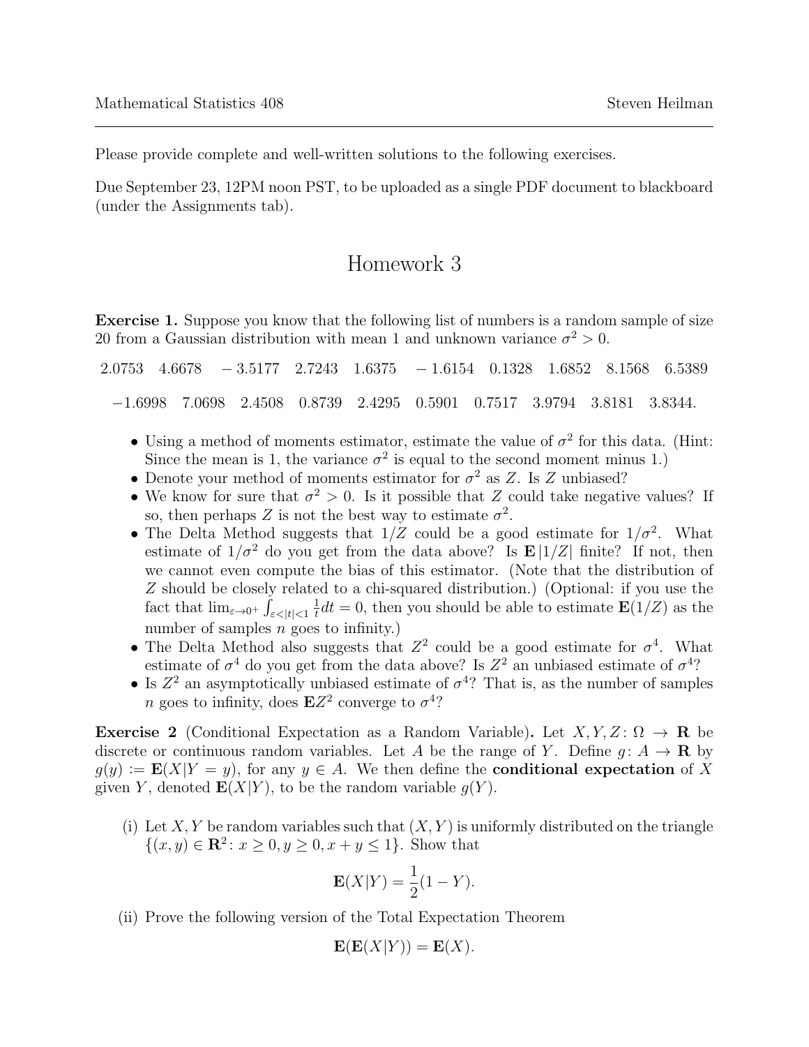Please provide complete and well-written solutions to the following exercises.

Due September 23, 12PM noon PST, to be uploaded as a single PDF document to blackboard (under the Assignments tab).

# Homework 3

**Exercise 1.** Suppose you know that the following list of numbers is a random sample of size 20 from a Gaussian distribution with mean 1 and unknown variance $\sigma^2 > 0$.

$$2.0753 \quad 4.6678 \quad -3.5177 \quad 2.7243 \quad 1.6375 \quad -1.6154 \quad 0.1328 \quad 1.6852 \quad 8.1568 \quad 6.5389$$

$$-1.6998 \quad 7.0698 \quad 2.4508 \quad 0.8739 \quad 2.4295 \quad 0.5901 \quad 0.7517 \quad 3.9794 \quad 3.8181 \quad 3.8344.$$

- Using a method of moments estimator, estimate the value of $\sigma^2$ for this data. (Hint: Since the mean is 1, the variance $\sigma^2$ is equal to the second moment minus 1.)
- Denote your method of moments estimator for $\sigma^2$ as $Z$. Is $Z$ unbiased?
- We know for sure that $\sigma^2 > 0$. Is it possible that $Z$ could take negative values? If so, then perhaps $Z$ is not the best way to estimate $\sigma^2$.
- The Delta Method suggests that $1/Z$ could be a good estimate for $1/\sigma^2$. What estimate of $1/\sigma^2$ do you get from the data above? Is $\mathbf{E}|1/Z|$ finite? If not, then we cannot even compute the bias of this estimator. (Note that the distribution of $Z$ should be closely related to a chi-squared distribution.) (Optional: if you use the fact that $\lim_{\varepsilon\to 0^+}\int_{\varepsilon<|t|<1}\frac{1}{t}dt = 0$, then you should be able to estimate $\mathbf{E}(1/Z)$ as the number of samples $n$ goes to infinity.)
- The Delta Method also suggests that $Z^2$ could be a good estimate for $\sigma^4$. What estimate of $\sigma^4$ do you get from the data above? Is $Z^2$ an unbiased estimate of $\sigma^4$?
- Is $Z^2$ an asymptotically unbiased estimate of $\sigma^4$? That is, as the number of samples $n$ goes to infinity, does $\mathbf{E}Z^2$ converge to $\sigma^4$?

**Exercise 2** (Conditional Expectation as a Random Variable)**.** Let $X, Y, Z\colon \Omega \to \mathbf{R}$ be discrete or continuous random variables. Let $A$ be the range of $Y$. Define $g\colon A \to \mathbf{R}$ by $g(y) := \mathbf{E}(X|Y = y)$, for any $y \in A$. We then define the **conditional expectation** of $X$ given $Y$, denoted $\mathbf{E}(X|Y)$, to be the random variable $g(Y)$.

(i) Let $X, Y$ be random variables such that $(X, Y)$ is uniformly distributed on the triangle $\{(x, y) \in \mathbf{R}^2\colon x \geq 0, y \geq 0, x + y \leq 1\}$. Show that

$$\mathbf{E}(X|Y) = \frac{1}{2}(1 - Y).$$

(ii) Prove the following version of the Total Expectation Theorem

$$\mathbf{E}(\mathbf{E}(X|Y)) = \mathbf{E}(X).$$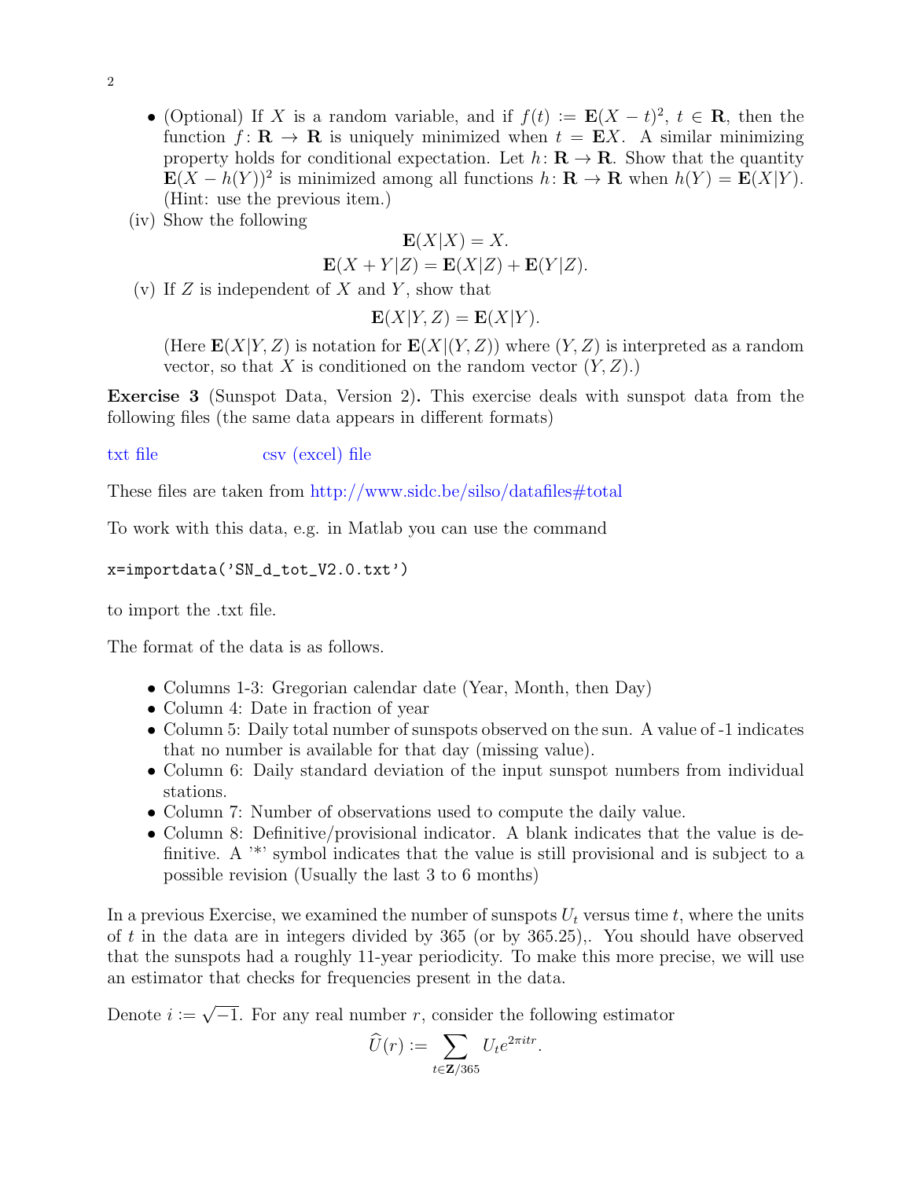- (Optional) If $X$ is a random variable, and if $f(t) := \mathbf{E}(X-t)^2$, $t \in \mathbf{R}$, then the function $f: \mathbf{R} \to \mathbf{R}$ is uniquely minimized when $t = \mathbf{E}X$. A similar minimizing property holds for conditional expectation. Let $h: \mathbf{R} \to \mathbf{R}$. Show that the quantity $\mathbf{E}(X - h(Y))^2$ is minimized among all functions $h: \mathbf{R} \to \mathbf{R}$ when $h(Y) = \mathbf{E}(X|Y)$. (Hint: use the previous item.)

(iv) Show the following

$$\mathbf{E}(X|X) = X.$$
$$\mathbf{E}(X+Y|Z) = \mathbf{E}(X|Z) + \mathbf{E}(Y|Z).$$

(v) If $Z$ is independent of $X$ and $Y$, show that

$$\mathbf{E}(X|Y,Z) = \mathbf{E}(X|Y).$$

(Here $\mathbf{E}(X|Y,Z)$ is notation for $\mathbf{E}(X|(Y,Z))$ where $(Y,Z)$ is interpreted as a random vector, so that $X$ is conditioned on the random vector $(Y,Z)$.)

**Exercise 3** (Sunspot Data, Version 2)**.** This exercise deals with sunspot data from the following files (the same data appears in different formats)

txt file csv (excel) file

These files are taken from http://www.sidc.be/silso/datafiles#total

To work with this data, e.g. in Matlab you can use the command

```
x=importdata('SN_d_tot_V2.0.txt')
```

to import the .txt file.

The format of the data is as follows.

- Columns 1-3: Gregorian calendar date (Year, Month, then Day)
- Column 4: Date in fraction of year
- Column 5: Daily total number of sunspots observed on the sun. A value of -1 indicates that no number is available for that day (missing value).
- Column 6: Daily standard deviation of the input sunspot numbers from individual stations.
- Column 7: Number of observations used to compute the daily value.
- Column 8: Definitive/provisional indicator. A blank indicates that the value is definitive. A '*' symbol indicates that the value is still provisional and is subject to a possible revision (Usually the last 3 to 6 months)

In a previous Exercise, we examined the number of sunspots $U_t$ versus time $t$, where the units of $t$ in the data are in integers divided by 365 (or by 365.25),. You should have observed that the sunspots had a roughly 11-year periodicity. To make this more precise, we will use an estimator that checks for frequencies present in the data.

Denote $i := \sqrt{-1}$. For any real number $r$, consider the following estimator

$$\widehat{U}(r) := \sum_{t \in \mathbf{Z}/365} U_t e^{2\pi i t r}.$$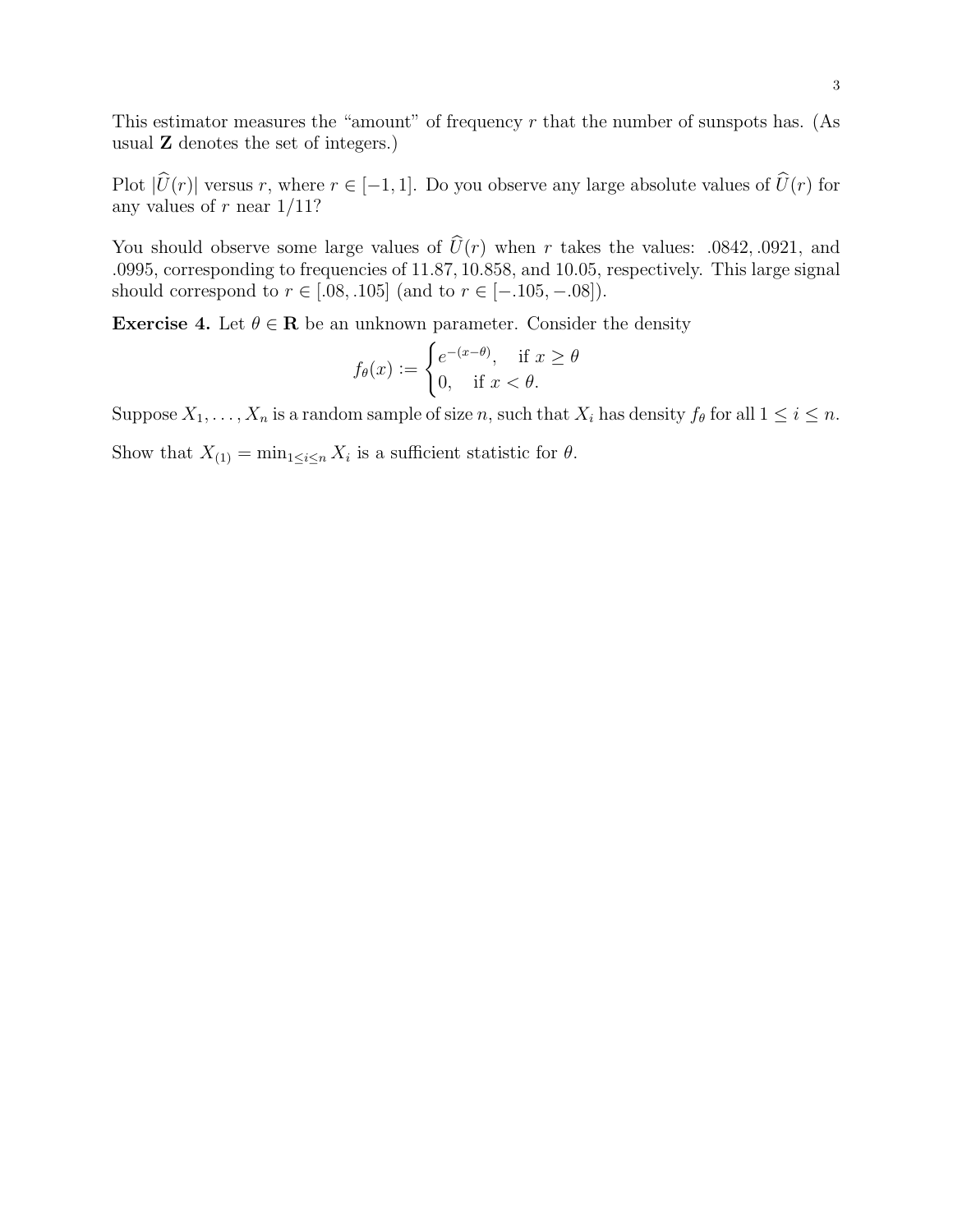This estimator measures the "amount" of frequency $r$ that the number of sunspots has. (As usual $\mathbf{Z}$ denotes the set of integers.)

Plot $|\widehat{U}(r)|$ versus $r$, where $r \in [-1, 1]$. Do you observe any large absolute values of $\widehat{U}(r)$ for any values of $r$ near $1/11$?

You should observe some large values of $\widehat{U}(r)$ when $r$ takes the values: $.0842, .0921$, and $.0995$, corresponding to frequencies of $11.87, 10.858$, and $10.05$, respectively. This large signal should correspond to $r \in [.08, .105]$ (and to $r \in [-.105, -.08]$).

**Exercise 4.** Let $\theta \in \mathbf{R}$ be an unknown parameter. Consider the density

$$f_\theta(x) := \begin{cases} e^{-(x-\theta)}, & \text{if } x \geq \theta \\ 0, & \text{if } x < \theta. \end{cases}$$

Suppose $X_1, \ldots, X_n$ is a random sample of size $n$, such that $X_i$ has density $f_\theta$ for all $1 \leq i \leq n$.

Show that $X_{(1)} = \min_{1 \leq i \leq n} X_i$ is a sufficient statistic for $\theta$.